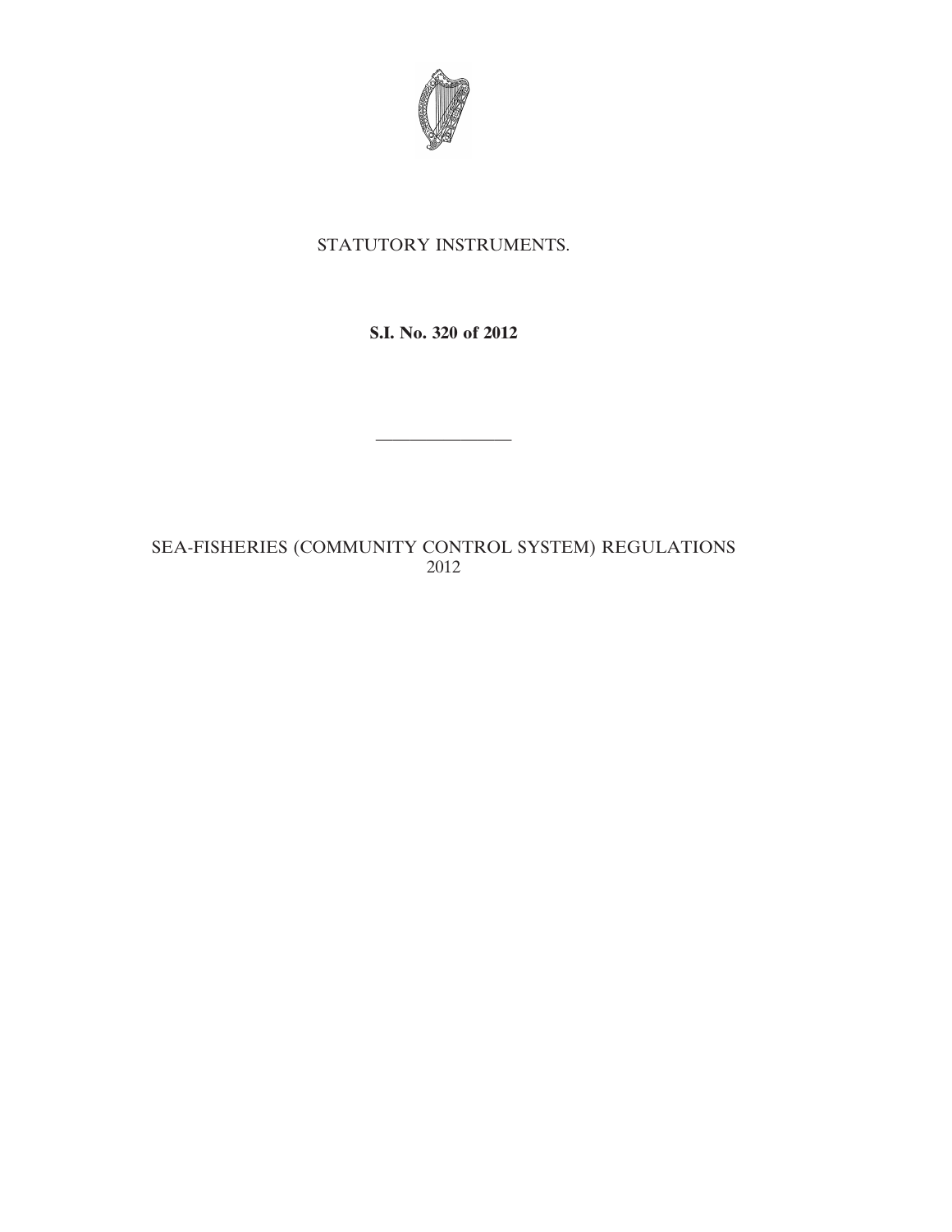STATUTORY INSTRUMENTS.

**S.I. No. 320 of 2012**

———————

SEA-FISHERIES (COMMUNITY CONTROL SYSTEM) REGULATIONS 2012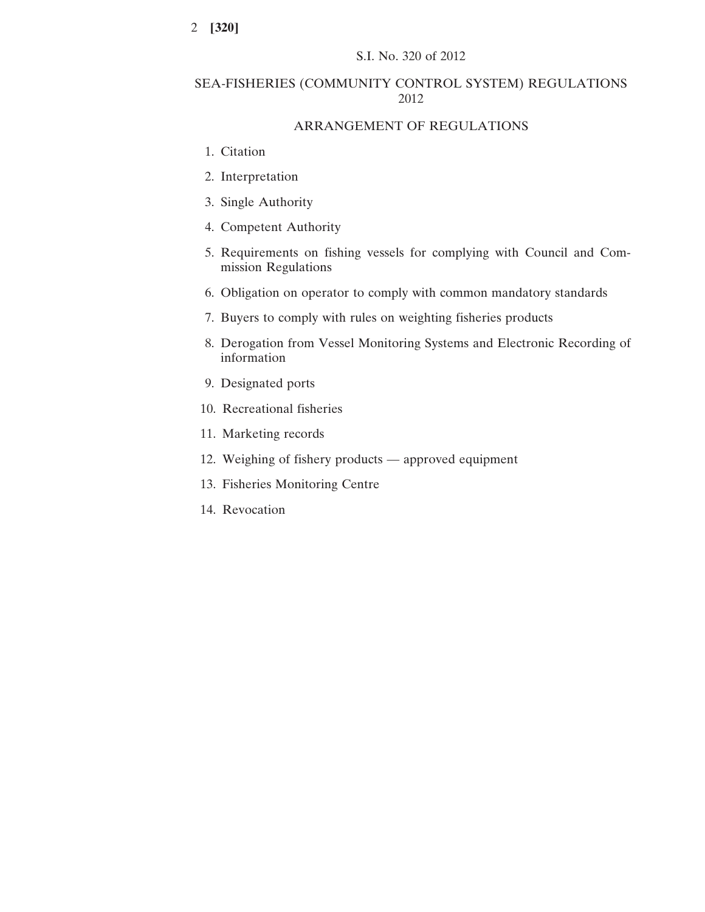S.I. No. 320 of 2012

# SEA-FISHERIES (COMMUNITY CONTROL SYSTEM) REGULATIONS 2012

## ARRANGEMENT OF REGULATIONS

1. Citation
2. Interpretation
3. Single Authority
4. Competent Authority
5. Requirements on fishing vessels for complying with Council and Commission Regulations
6. Obligation on operator to comply with common mandatory standards
7. Buyers to comply with rules on weighting fisheries products
8. Derogation from Vessel Monitoring Systems and Electronic Recording of information
9. Designated ports
10. Recreational fisheries
11. Marketing records
12. Weighing of fishery products — approved equipment
13. Fisheries Monitoring Centre
14. Revocation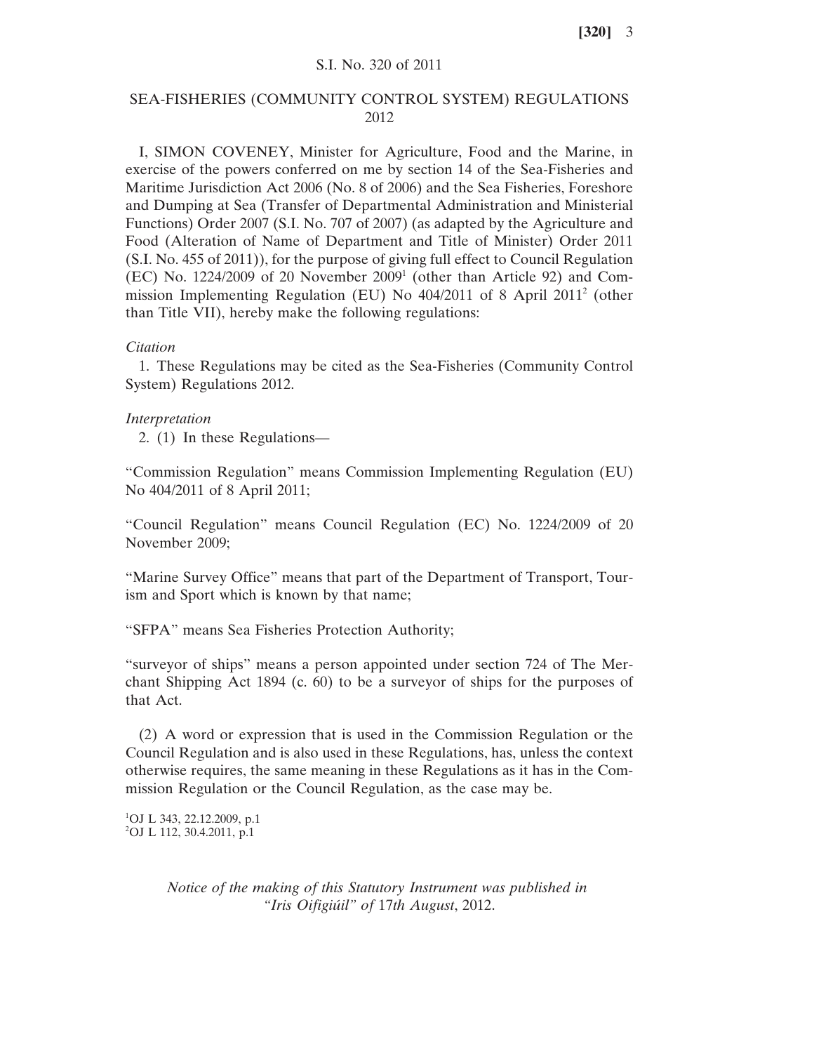S.I. No. 320 of 2011

# SEA-FISHERIES (COMMUNITY CONTROL SYSTEM) REGULATIONS 2012

I, SIMON COVENEY, Minister for Agriculture, Food and the Marine, in exercise of the powers conferred on me by section 14 of the Sea-Fisheries and Maritime Jurisdiction Act 2006 (No. 8 of 2006) and the Sea Fisheries, Foreshore and Dumping at Sea (Transfer of Departmental Administration and Ministerial Functions) Order 2007 (S.I. No. 707 of 2007) (as adapted by the Agriculture and Food (Alteration of Name of Department and Title of Minister) Order 2011 (S.I. No. 455 of 2011)), for the purpose of giving full effect to Council Regulation (EC) No. 1224/2009 of 20 November 2009[1] (other than Article 92) and Commission Implementing Regulation (EU) No 404/2011 of 8 April 2011[2] (other than Title VII), hereby make the following regulations:

*Citation*

1. These Regulations may be cited as the Sea-Fisheries (Community Control System) Regulations 2012.

*Interpretation*

2. (1) In these Regulations—

"Commission Regulation" means Commission Implementing Regulation (EU) No 404/2011 of 8 April 2011;

"Council Regulation" means Council Regulation (EC) No. 1224/2009 of 20 November 2009;

"Marine Survey Office" means that part of the Department of Transport, Tourism and Sport which is known by that name;

"SFPA" means Sea Fisheries Protection Authority;

"surveyor of ships" means a person appointed under section 724 of The Merchant Shipping Act 1894 (c. 60) to be a surveyor of ships for the purposes of that Act.

(2) A word or expression that is used in the Commission Regulation or the Council Regulation and is also used in these Regulations, has, unless the context otherwise requires, the same meaning in these Regulations as it has in the Commission Regulation or the Council Regulation, as the case may be.

[1]OJ L 343, 22.12.2009, p.1
[2]OJ L 112, 30.4.2011, p.1

*Notice of the making of this Statutory Instrument was published in "Iris Oifigiúil" of 17th August, 2012.*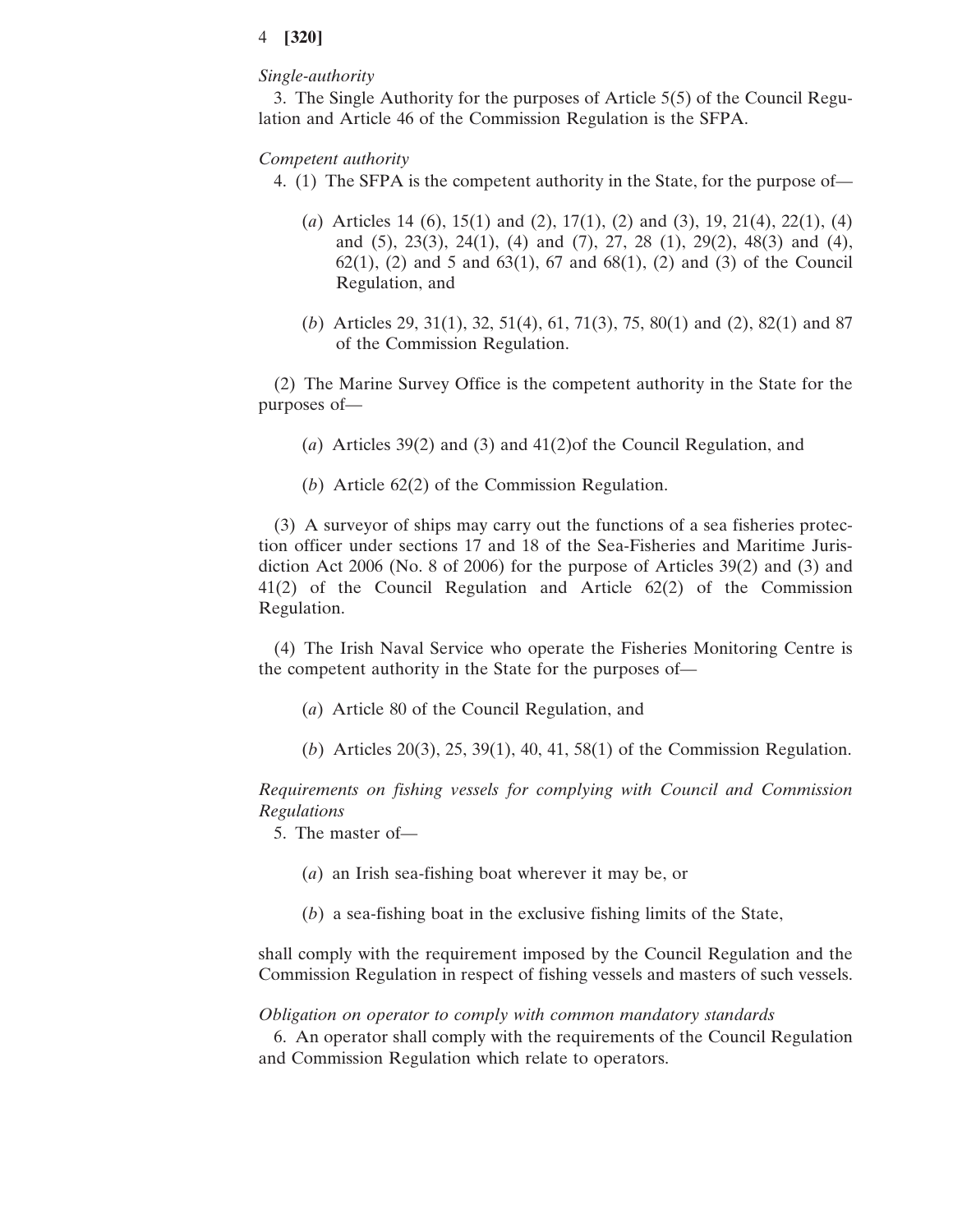*Single-authority*

3. The Single Authority for the purposes of Article 5(5) of the Council Regulation and Article 46 of the Commission Regulation is the SFPA.

*Competent authority*

4. (1) The SFPA is the competent authority in the State, for the purpose of—

(*a*) Articles 14 (6), 15(1) and (2), 17(1), (2) and (3), 19, 21(4), 22(1), (4) and (5), 23(3), 24(1), (4) and (7), 27, 28 (1), 29(2), 48(3) and (4), 62(1), (2) and 5 and 63(1), 67 and 68(1), (2) and (3) of the Council Regulation, and

(*b*) Articles 29, 31(1), 32, 51(4), 61, 71(3), 75, 80(1) and (2), 82(1) and 87 of the Commission Regulation.

(2) The Marine Survey Office is the competent authority in the State for the purposes of—

(*a*) Articles 39(2) and (3) and 41(2)of the Council Regulation, and

(*b*) Article 62(2) of the Commission Regulation.

(3) A surveyor of ships may carry out the functions of a sea fisheries protection officer under sections 17 and 18 of the Sea-Fisheries and Maritime Jurisdiction Act 2006 (No. 8 of 2006) for the purpose of Articles 39(2) and (3) and 41(2) of the Council Regulation and Article 62(2) of the Commission Regulation.

(4) The Irish Naval Service who operate the Fisheries Monitoring Centre is the competent authority in the State for the purposes of—

(*a*) Article 80 of the Council Regulation, and

(*b*) Articles 20(3), 25, 39(1), 40, 41, 58(1) of the Commission Regulation.

*Requirements on fishing vessels for complying with Council and Commission Regulations*

5. The master of—

(*a*) an Irish sea-fishing boat wherever it may be, or

(*b*) a sea-fishing boat in the exclusive fishing limits of the State,

shall comply with the requirement imposed by the Council Regulation and the Commission Regulation in respect of fishing vessels and masters of such vessels.

*Obligation on operator to comply with common mandatory standards*

6. An operator shall comply with the requirements of the Council Regulation and Commission Regulation which relate to operators.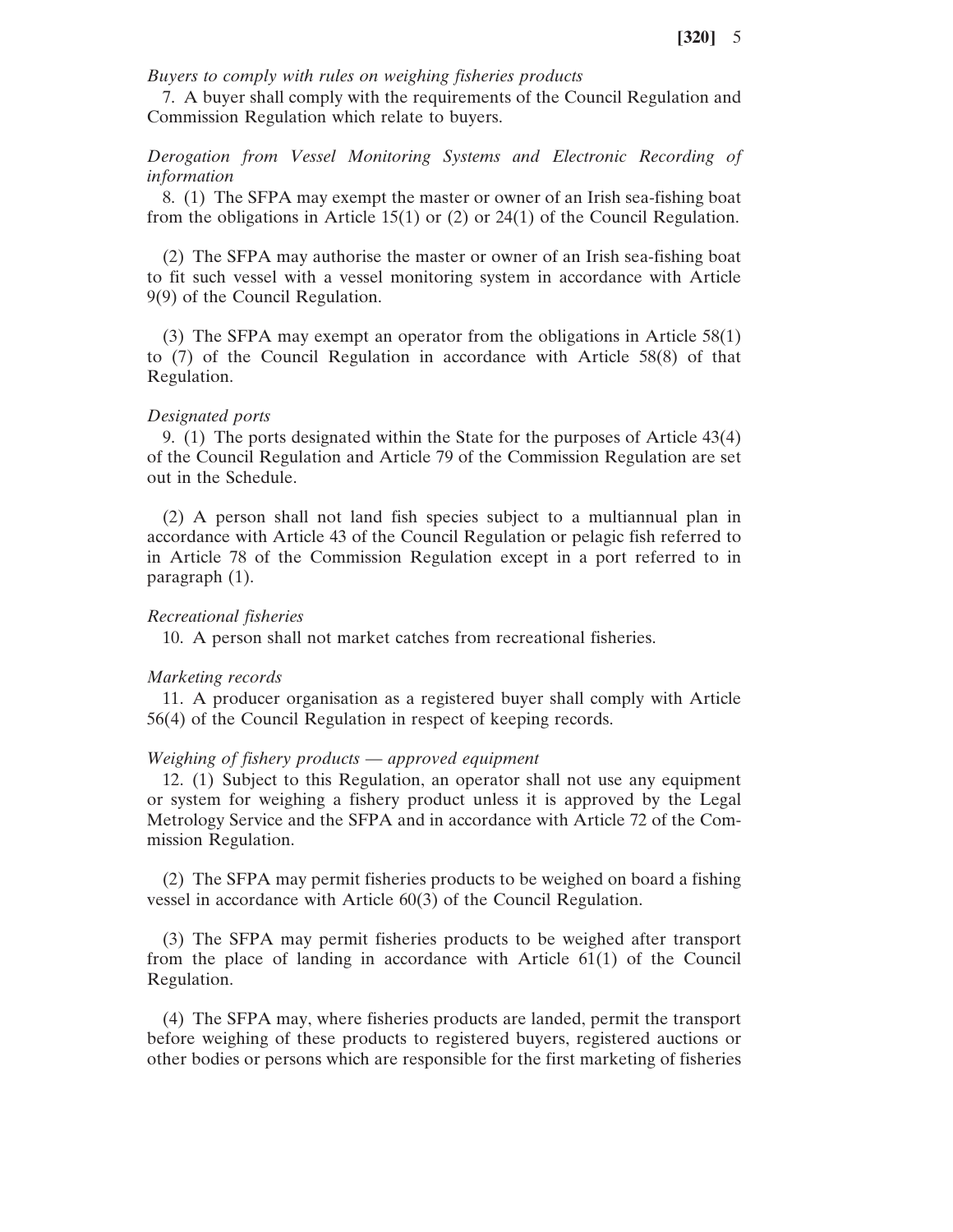*Buyers to comply with rules on weighing fisheries products*

7. A buyer shall comply with the requirements of the Council Regulation and Commission Regulation which relate to buyers.

*Derogation from Vessel Monitoring Systems and Electronic Recording of information*

8. (1) The SFPA may exempt the master or owner of an Irish sea-fishing boat from the obligations in Article 15(1) or (2) or 24(1) of the Council Regulation.

(2) The SFPA may authorise the master or owner of an Irish sea-fishing boat to fit such vessel with a vessel monitoring system in accordance with Article 9(9) of the Council Regulation.

(3) The SFPA may exempt an operator from the obligations in Article 58(1) to (7) of the Council Regulation in accordance with Article 58(8) of that Regulation.

*Designated ports*

9. (1) The ports designated within the State for the purposes of Article 43(4) of the Council Regulation and Article 79 of the Commission Regulation are set out in the Schedule.

(2) A person shall not land fish species subject to a multiannual plan in accordance with Article 43 of the Council Regulation or pelagic fish referred to in Article 78 of the Commission Regulation except in a port referred to in paragraph (1).

*Recreational fisheries*

10. A person shall not market catches from recreational fisheries.

*Marketing records*

11. A producer organisation as a registered buyer shall comply with Article 56(4) of the Council Regulation in respect of keeping records.

*Weighing of fishery products — approved equipment*

12. (1) Subject to this Regulation, an operator shall not use any equipment or system for weighing a fishery product unless it is approved by the Legal Metrology Service and the SFPA and in accordance with Article 72 of the Commission Regulation.

(2) The SFPA may permit fisheries products to be weighed on board a fishing vessel in accordance with Article 60(3) of the Council Regulation.

(3) The SFPA may permit fisheries products to be weighed after transport from the place of landing in accordance with Article 61(1) of the Council Regulation.

(4) The SFPA may, where fisheries products are landed, permit the transport before weighing of these products to registered buyers, registered auctions or other bodies or persons which are responsible for the first marketing of fisheries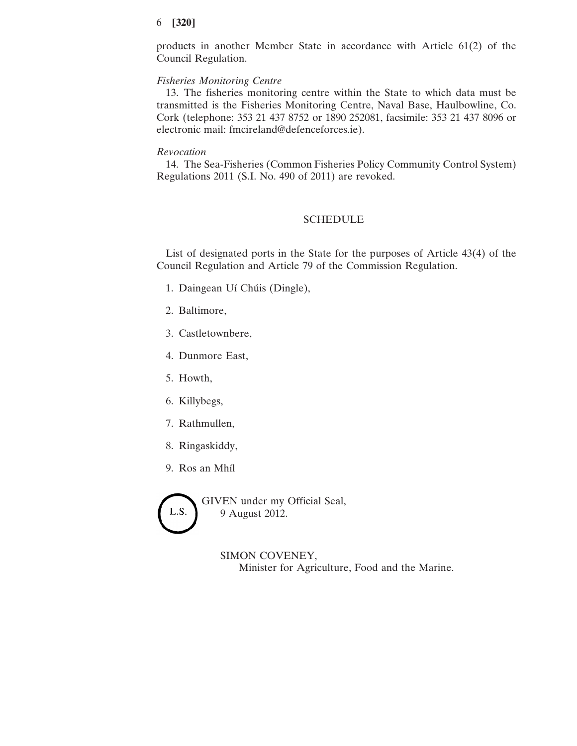products in another Member State in accordance with Article 61(2) of the Council Regulation.

*Fisheries Monitoring Centre*

13. The fisheries monitoring centre within the State to which data must be transmitted is the Fisheries Monitoring Centre, Naval Base, Haulbowline, Co. Cork (telephone: 353 21 437 8752 or 1890 252081, facsimile: 353 21 437 8096 or electronic mail: fmcireland@defenceforces.ie).

*Revocation*

14. The Sea-Fisheries (Common Fisheries Policy Community Control System) Regulations 2011 (S.I. No. 490 of 2011) are revoked.

## SCHEDULE

List of designated ports in the State for the purposes of Article 43(4) of the Council Regulation and Article 79 of the Commission Regulation.

1. Daingean Uí Chúis (Dingle),
2. Baltimore,
3. Castletownbere,
4. Dunmore East,
5. Howth,
6. Killybegs,
7. Rathmullen,
8. Ringaskiddy,
9. Ros an Mhíl

L.S.

GIVEN under my Official Seal,
9 August 2012.

SIMON COVENEY,
Minister for Agriculture, Food and the Marine.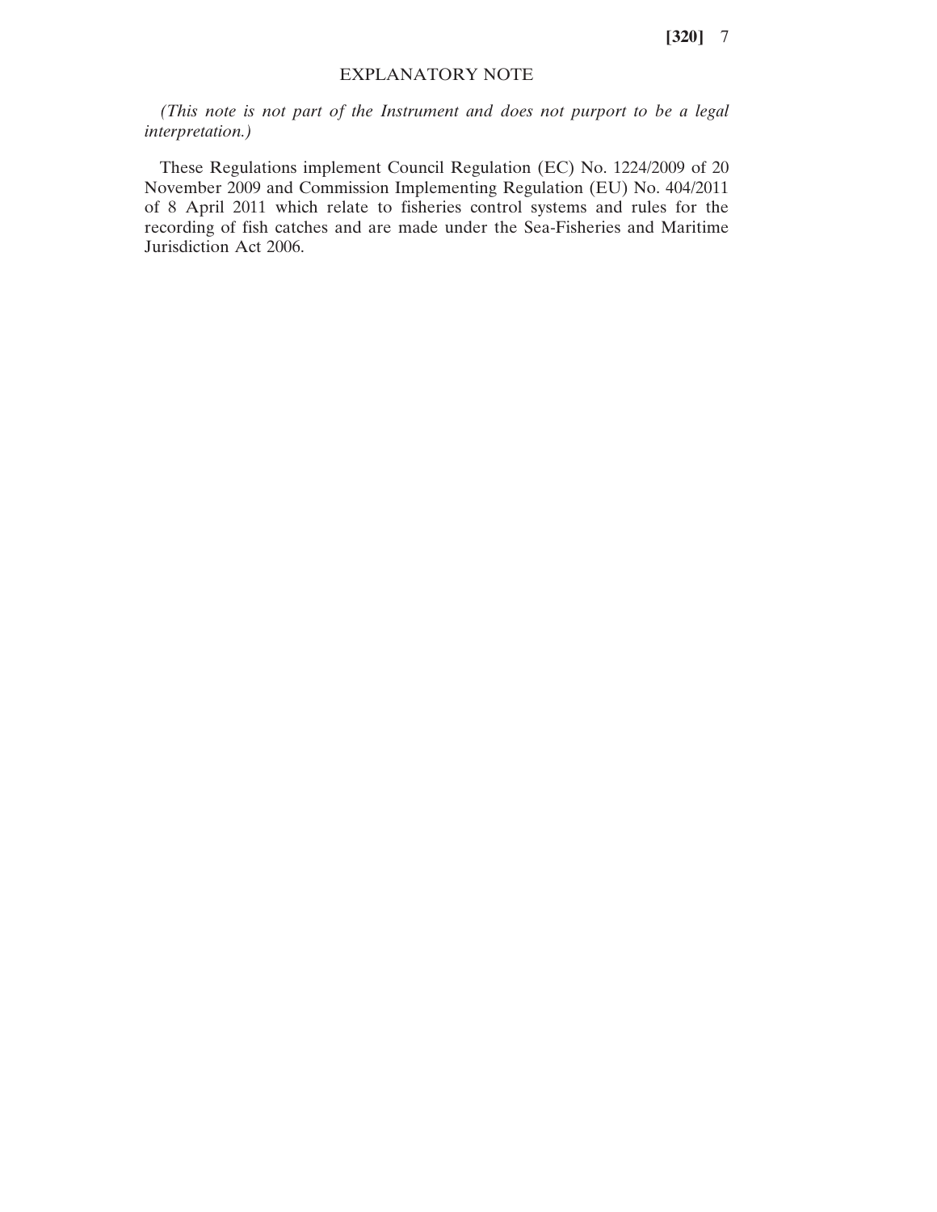## EXPLANATORY NOTE

*(This note is not part of the Instrument and does not purport to be a legal interpretation.)*

These Regulations implement Council Regulation (EC) No. 1224/2009 of 20 November 2009 and Commission Implementing Regulation (EU) No. 404/2011 of 8 April 2011 which relate to fisheries control systems and rules for the recording of fish catches and are made under the Sea-Fisheries and Maritime Jurisdiction Act 2006.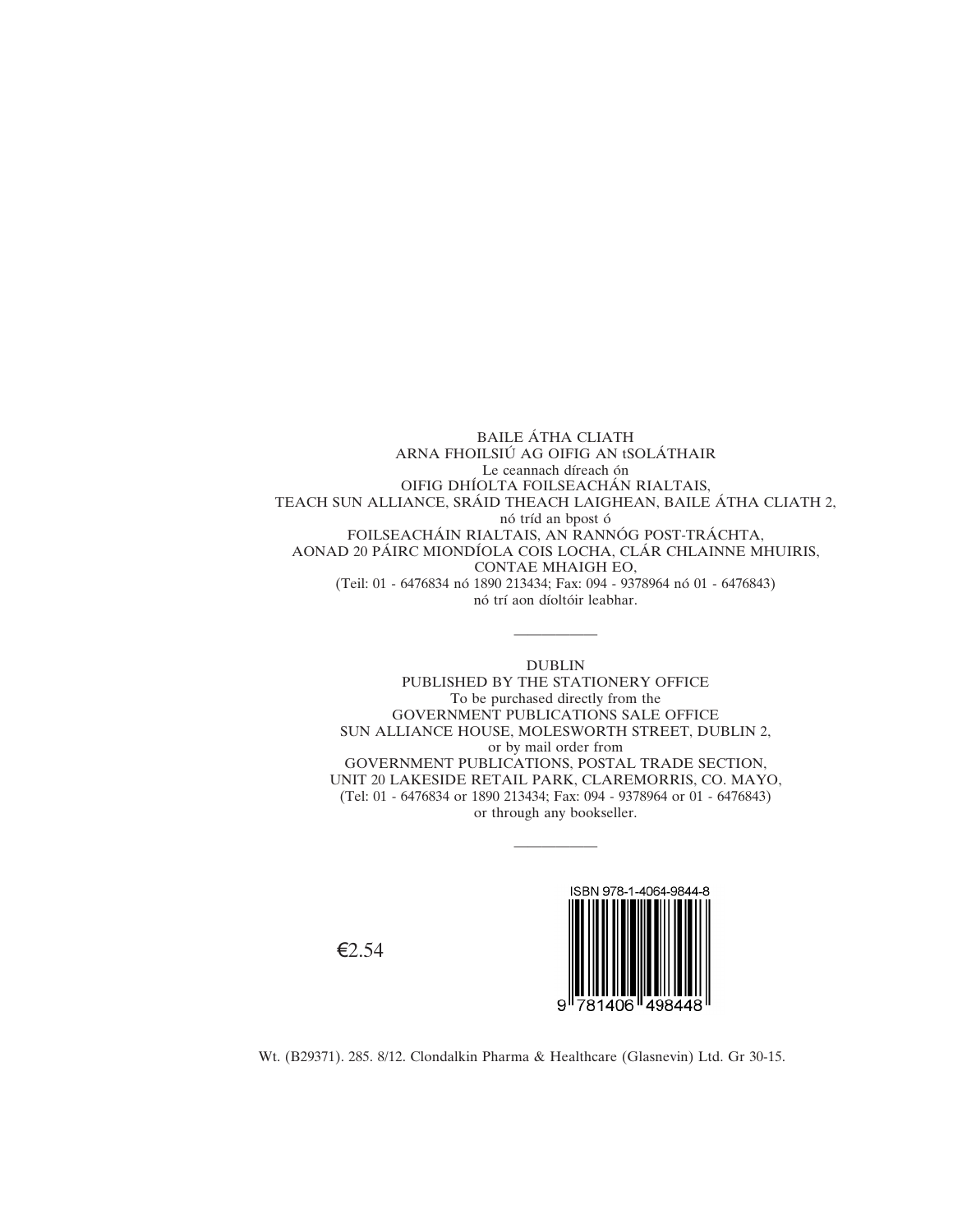BAILE ÁTHA CLIATH
ARNA FHOILSIÚ AG OIFIG AN tSOLÁTHAIR
Le ceannach díreach ón
OIFIG DHÍOLTA FOILSEACHÁN RIALTAIS,
TEACH SUN ALLIANCE, SRÁID THEACH LAIGHEAN, BAILE ÁTHA CLIATH 2,
nó tríd an bpost ó
FOILSEACHÁIN RIALTAIS, AN RANNÓG POST-TRÁCHTA,
AONAD 20 PÁIRC MIONDÍOLA COIS LOCHA, CLÁR CHLAINNE MHUIRIS,
CONTAE MHAIGH EO,
(Teil: 01 - 6476834 nó 1890 213434; Fax: 094 - 9378964 nó 01 - 6476843)
nó trí aon díoltóir leabhar.

---

DUBLIN
PUBLISHED BY THE STATIONERY OFFICE
To be purchased directly from the
GOVERNMENT PUBLICATIONS SALE OFFICE
SUN ALLIANCE HOUSE, MOLESWORTH STREET, DUBLIN 2,
or by mail order from
GOVERNMENT PUBLICATIONS, POSTAL TRADE SECTION,
UNIT 20 LAKESIDE RETAIL PARK, CLAREMORRIS, CO. MAYO,
(Tel: 01 - 6476834 or 1890 213434; Fax: 094 - 9378964 or 01 - 6476843)
or through any bookseller.

---

ISBN 978-1-4064-9844-8

9 781406 498448

€2.54

Wt. (B29371). 285. 8/12. Clondalkin Pharma & Healthcare (Glasnevin) Ltd. Gr 30-15.